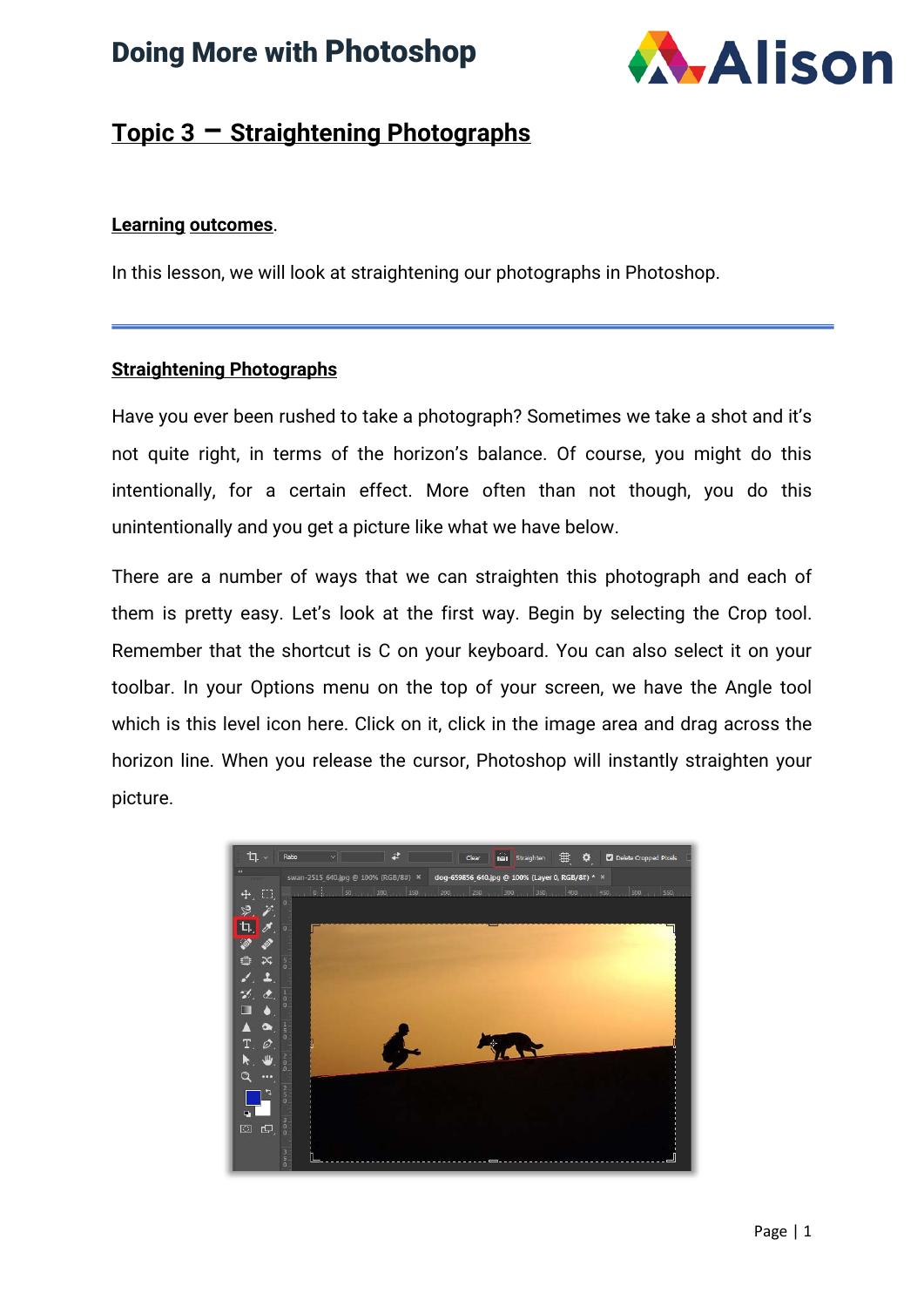## Topic 3 – Straightening Photographs

**Learning outcomes**.

In this lesson, we will look at straightening our photographs in Photoshop.

---

### Straightening Photographs

Have you ever been rushed to take a photograph? Sometimes we take a shot and it's not quite right, in terms of the horizon's balance. Of course, you might do this intentionally, for a certain effect. More often than not though, you do this unintentionally and you get a picture like what we have below.

There are a number of ways that we can straighten this photograph and each of them is pretty easy. Let's look at the first way. Begin by selecting the Crop tool. Remember that the shortcut is C on your keyboard. You can also select it on your toolbar. In your Options menu on the top of your screen, we have the Angle tool which is this level icon here. Click on it, click in the image area and drag across the horizon line. When you release the cursor, Photoshop will instantly straighten your picture.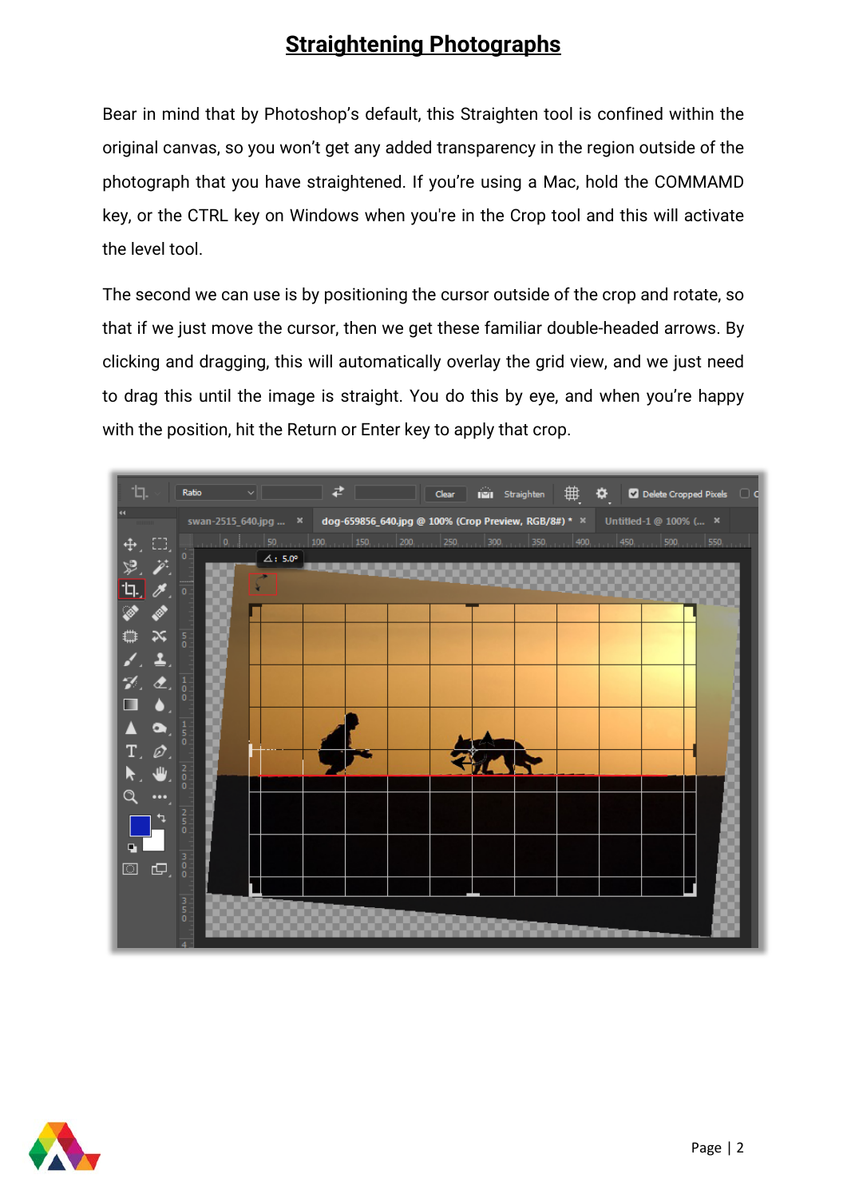# Straightening Photographs

Bear in mind that by Photoshop's default, this Straighten tool is confined within the original canvas, so you won't get any added transparency in the region outside of the photograph that you have straightened. If you're using a Mac, hold the COMMAMD key, or the CTRL key on Windows when you're in the Crop tool and this will activate the level tool.

The second we can use is by positioning the cursor outside of the crop and rotate, so that if we just move the cursor, then we get these familiar double-headed arrows. By clicking and dragging, this will automatically overlay the grid view, and we just need to drag this until the image is straight. You do this by eye, and when you're happy with the position, hit the Return or Enter key to apply that crop.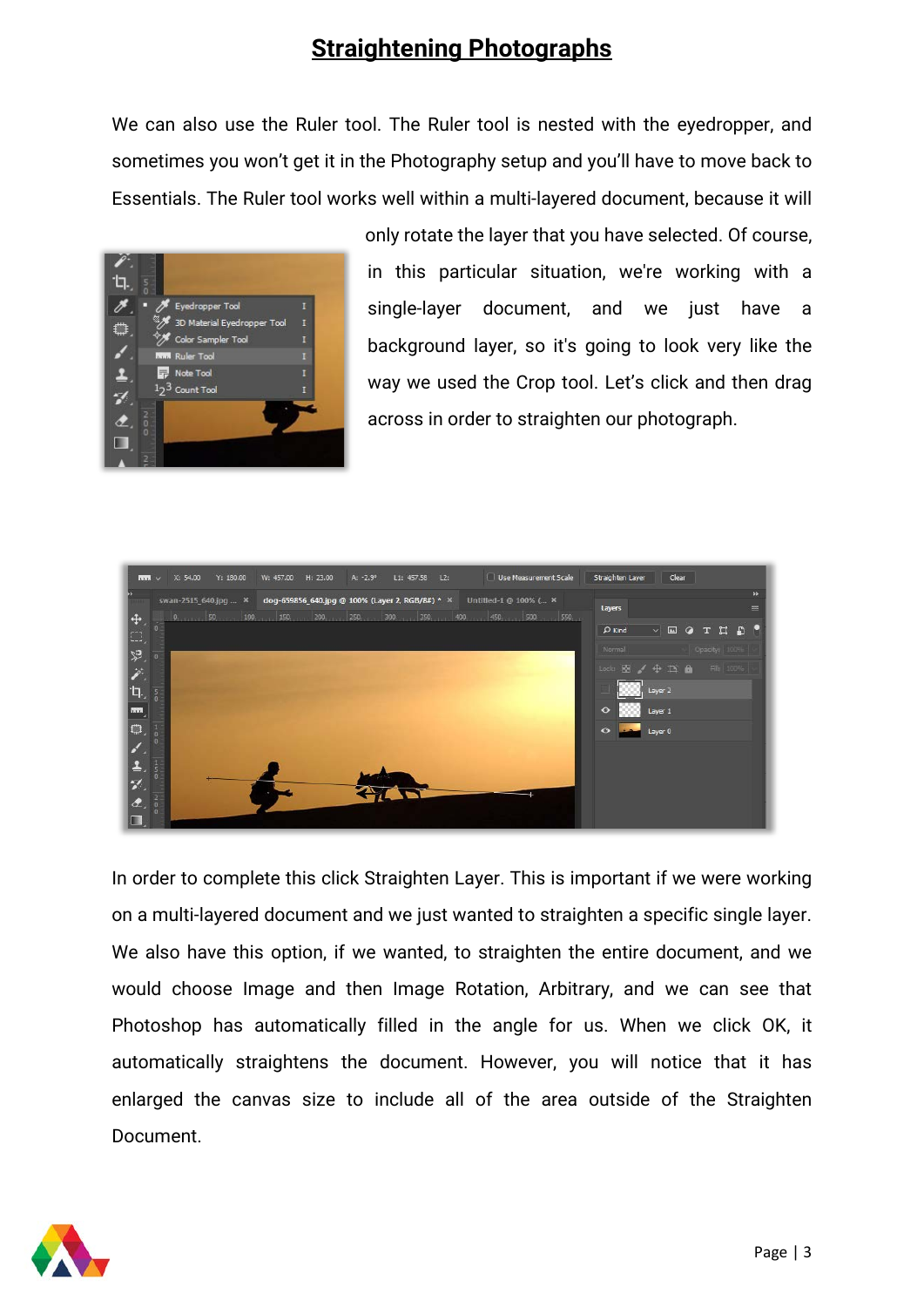# Straightening Photographs

We can also use the Ruler tool. The Ruler tool is nested with the eyedropper, and sometimes you won't get it in the Photography setup and you'll have to move back to Essentials. The Ruler tool works well within a multi-layered document, because it will only rotate the layer that you have selected. Of course, in this particular situation, we're working with a single-layer document, and we just have a background layer, so it's going to look very like the way we used the Crop tool. Let's click and then drag across in order to straighten our photograph.

In order to complete this click Straighten Layer. This is important if we were working on a multi-layered document and we just wanted to straighten a specific single layer. We also have this option, if we wanted, to straighten the entire document, and we would choose Image and then Image Rotation, Arbitrary, and we can see that Photoshop has automatically filled in the angle for us. When we click OK, it automatically straightens the document. However, you will notice that it has enlarged the canvas size to include all of the area outside of the Straighten Document.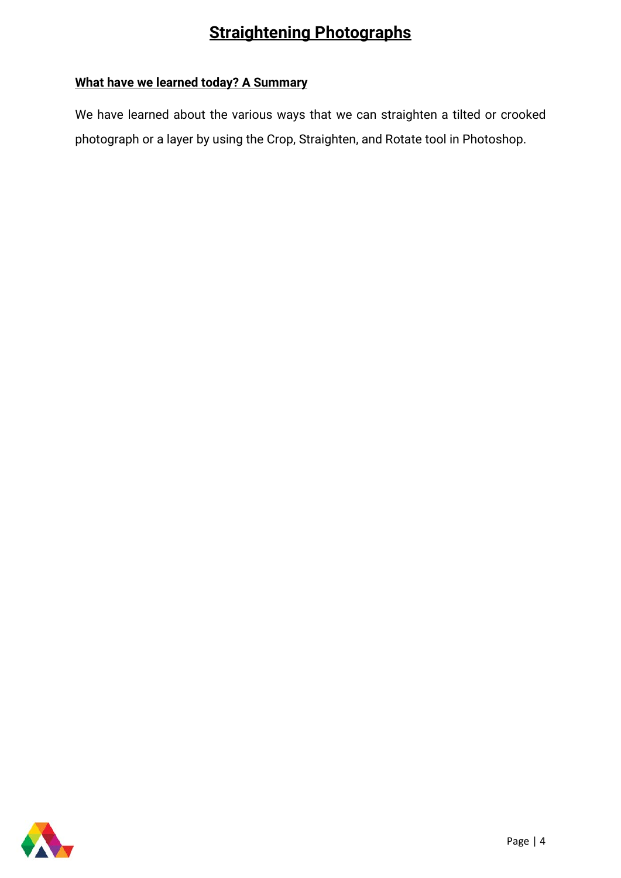# Straightening Photographs

## What have we learned today? A Summary

We have learned about the various ways that we can straighten a tilted or crooked photograph or a layer by using the Crop, Straighten, and Rotate tool in Photoshop.